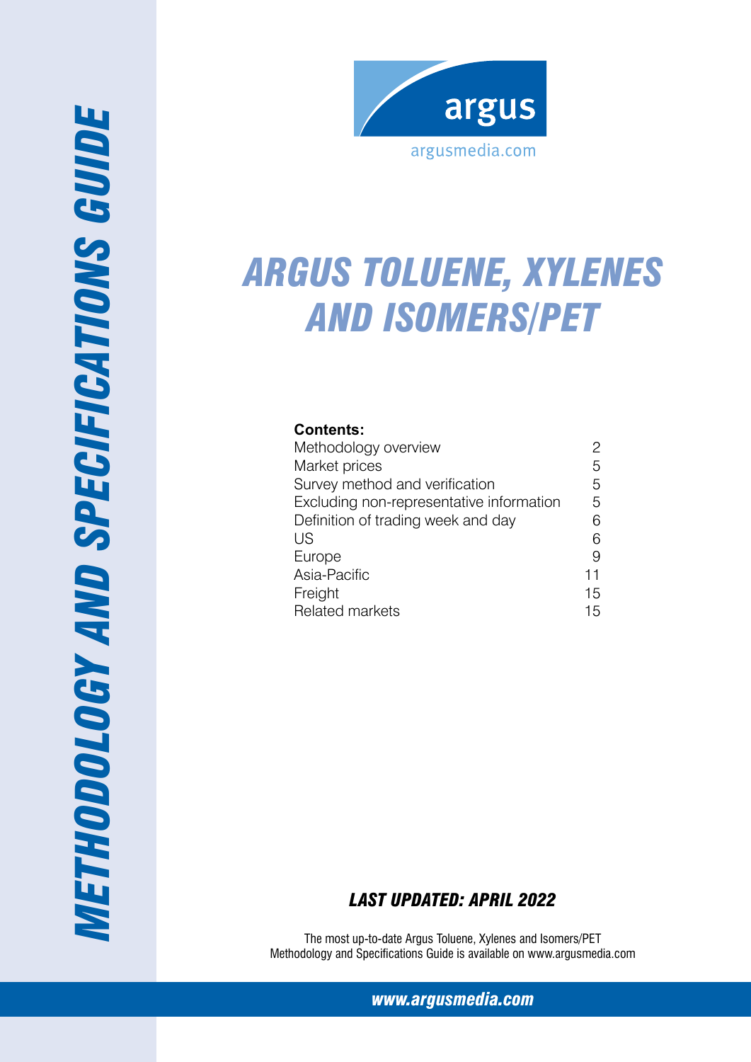# METHODOLOGY AND SPECIFICATIONS GUIDE

argus

argusmedia.com

# ARGUS TOLUENE, XYLENES AND ISOMERS/PET

**Contents:**

| | |
|---|---|
| Methodology overview | 2 |
| Market prices | 5 |
| Survey method and verification | 5 |
| Excluding non-representative information | 5 |
| Definition of trading week and day | 6 |
| US | 6 |
| Europe | 9 |
| Asia-Pacific | 11 |
| Freight | 15 |
| Related markets | 15 |

***LAST UPDATED: APRIL 2022***

The most up-to-date Argus Toluene, Xylenes and Isomers/PET Methodology and Specifications Guide is available on www.argusmedia.com

***www.argusmedia.com***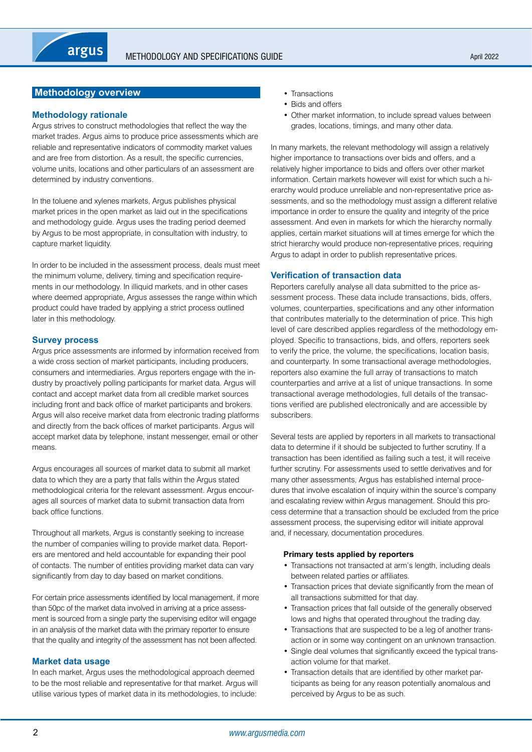## Methodology overview

### Methodology rationale

Argus strives to construct methodologies that reflect the way the market trades. Argus aims to produce price assessments which are reliable and representative indicators of commodity market values and are free from distortion. As a result, the specific currencies, volume units, locations and other particulars of an assessment are determined by industry conventions.

In the toluene and xylenes markets, Argus publishes physical market prices in the open market as laid out in the specifications and methodology guide. Argus uses the trading period deemed by Argus to be most appropriate, in consultation with industry, to capture market liquidity.

In order to be included in the assessment process, deals must meet the minimum volume, delivery, timing and specification requirements in our methodology. In illiquid markets, and in other cases where deemed appropriate, Argus assesses the range within which product could have traded by applying a strict process outlined later in this methodology.

### Survey process

Argus price assessments are informed by information received from a wide cross section of market participants, including producers, consumers and intermediaries. Argus reporters engage with the industry by proactively polling participants for market data. Argus will contact and accept market data from all credible market sources including front and back office of market participants and brokers. Argus will also receive market data from electronic trading platforms and directly from the back offices of market participants. Argus will accept market data by telephone, instant messenger, email or other means.

Argus encourages all sources of market data to submit all market data to which they are a party that falls within the Argus stated methodological criteria for the relevant assessment. Argus encourages all sources of market data to submit transaction data from back office functions.

Throughout all markets, Argus is constantly seeking to increase the number of companies willing to provide market data. Reporters are mentored and held accountable for expanding their pool of contacts. The number of entities providing market data can vary significantly from day to day based on market conditions.

For certain price assessments identified by local management, if more than 50pc of the market data involved in arriving at a price assessment is sourced from a single party the supervising editor will engage in an analysis of the market data with the primary reporter to ensure that the quality and integrity of the assessment has not been affected.

### Market data usage

In each market, Argus uses the methodological approach deemed to be the most reliable and representative for that market. Argus will utilise various types of market data in its methodologies, to include:

- Transactions
- Bids and offers
- Other market information, to include spread values between grades, locations, timings, and many other data.

In many markets, the relevant methodology will assign a relatively higher importance to transactions over bids and offers, and a relatively higher importance to bids and offers over other market information. Certain markets however will exist for which such a hierarchy would produce unreliable and non-representative price assessments, and so the methodology must assign a different relative importance in order to ensure the quality and integrity of the price assessment. And even in markets for which the hierarchy normally applies, certain market situations will at times emerge for which the strict hierarchy would produce non-representative prices, requiring Argus to adapt in order to publish representative prices.

### Verification of transaction data

Reporters carefully analyse all data submitted to the price assessment process. These data include transactions, bids, offers, volumes, counterparties, specifications and any other information that contributes materially to the determination of price. This high level of care described applies regardless of the methodology employed. Specific to transactions, bids, and offers, reporters seek to verify the price, the volume, the specifications, location basis, and counterparty. In some transactional average methodologies, reporters also examine the full array of transactions to match counterparties and arrive at a list of unique transactions. In some transactional average methodologies, full details of the transactions verified are published electronically and are accessible by subscribers.

Several tests are applied by reporters in all markets to transactional data to determine if it should be subjected to further scrutiny. If a transaction has been identified as failing such a test, it will receive further scrutiny. For assessments used to settle derivatives and for many other assessments, Argus has established internal procedures that involve escalation of inquiry within the source's company and escalating review within Argus management. Should this process determine that a transaction should be excluded from the price assessment process, the supervising editor will initiate approval and, if necessary, documentation procedures.

**Primary tests applied by reporters**

- Transactions not transacted at arm's length, including deals between related parties or affiliates.
- Transaction prices that deviate significantly from the mean of all transactions submitted for that day.
- Transaction prices that fall outside of the generally observed lows and highs that operated throughout the trading day.
- Transactions that are suspected to be a leg of another transaction or in some way contingent on an unknown transaction.
- Single deal volumes that significantly exceed the typical transaction volume for that market.
- Transaction details that are identified by other market participants as being for any reason potentially anomalous and perceived by Argus to be as such.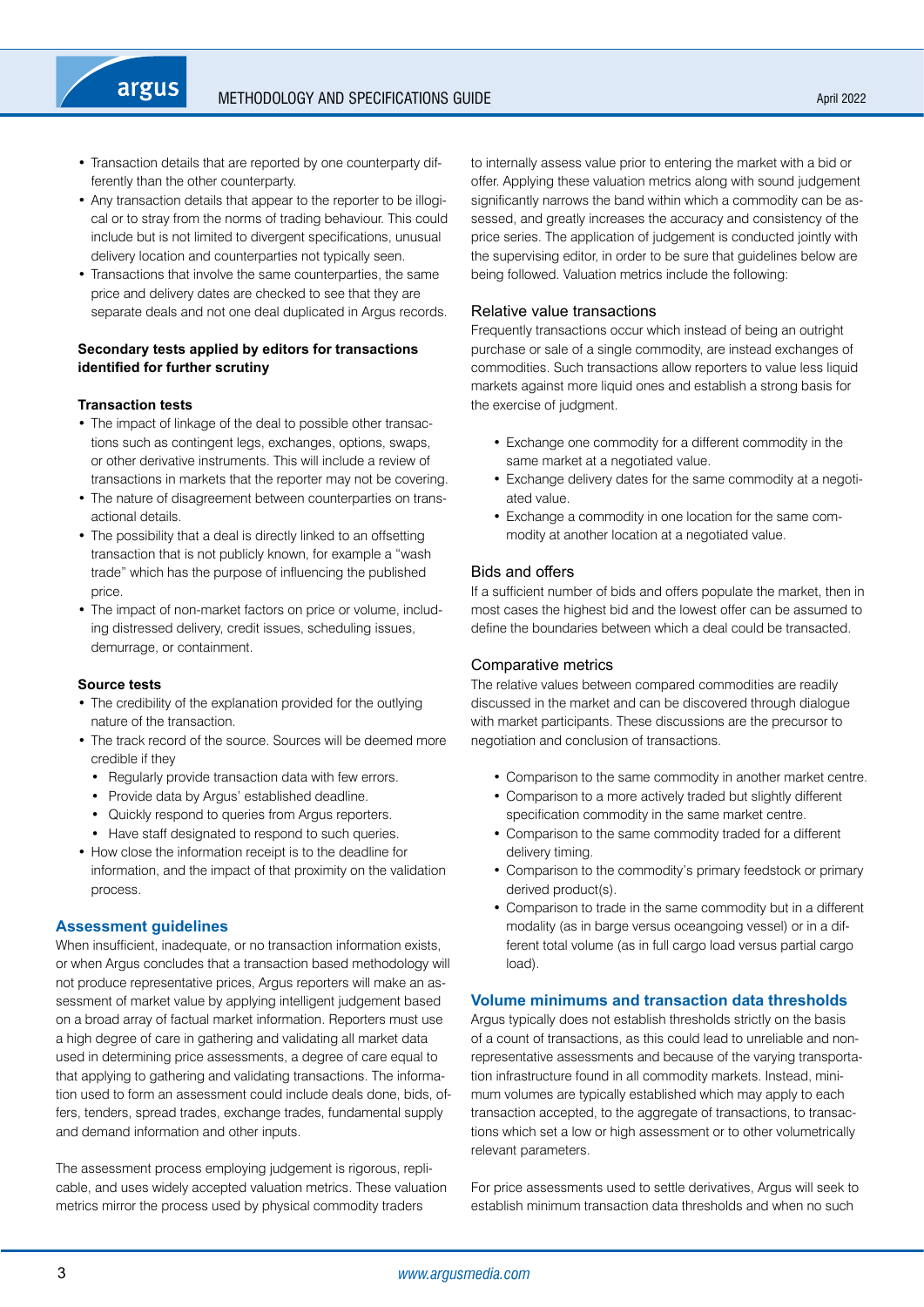- Transaction details that are reported by one counterparty differently than the other counterparty.
- Any transaction details that appear to the reporter to be illogical or to stray from the norms of trading behaviour. This could include but is not limited to divergent specifications, unusual delivery location and counterparties not typically seen.
- Transactions that involve the same counterparties, the same price and delivery dates are checked to see that they are separate deals and not one deal duplicated in Argus records.

**Secondary tests applied by editors for transactions identified for further scrutiny**

**Transaction tests**

- The impact of linkage of the deal to possible other transactions such as contingent legs, exchanges, options, swaps, or other derivative instruments. This will include a review of transactions in markets that the reporter may not be covering.
- The nature of disagreement between counterparties on transactional details.
- The possibility that a deal is directly linked to an offsetting transaction that is not publicly known, for example a "wash trade" which has the purpose of influencing the published price.
- The impact of non-market factors on price or volume, including distressed delivery, credit issues, scheduling issues, demurrage, or containment.

**Source tests**

- The credibility of the explanation provided for the outlying nature of the transaction.
- The track record of the source. Sources will be deemed more credible if they
  - Regularly provide transaction data with few errors.
  - Provide data by Argus' established deadline.
  - Quickly respond to queries from Argus reporters.
  - Have staff designated to respond to such queries.
- How close the information receipt is to the deadline for information, and the impact of that proximity on the validation process.

## Assessment guidelines

When insufficient, inadequate, or no transaction information exists, or when Argus concludes that a transaction based methodology will not produce representative prices, Argus reporters will make an assessment of market value by applying intelligent judgement based on a broad array of factual market information. Reporters must use a high degree of care in gathering and validating all market data used in determining price assessments, a degree of care equal to that applying to gathering and validating transactions. The information used to form an assessment could include deals done, bids, offers, tenders, spread trades, exchange trades, fundamental supply and demand information and other inputs.

The assessment process employing judgement is rigorous, replicable, and uses widely accepted valuation metrics. These valuation metrics mirror the process used by physical commodity traders to internally assess value prior to entering the market with a bid or offer. Applying these valuation metrics along with sound judgement significantly narrows the band within which a commodity can be assessed, and greatly increases the accuracy and consistency of the price series. The application of judgement is conducted jointly with the supervising editor, in order to be sure that guidelines below are being followed. Valuation metrics include the following:

### Relative value transactions

Frequently transactions occur which instead of being an outright purchase or sale of a single commodity, are instead exchanges of commodities. Such transactions allow reporters to value less liquid markets against more liquid ones and establish a strong basis for the exercise of judgment.

- Exchange one commodity for a different commodity in the same market at a negotiated value.
- Exchange delivery dates for the same commodity at a negotiated value.
- Exchange a commodity in one location for the same commodity at another location at a negotiated value.

### Bids and offers

If a sufficient number of bids and offers populate the market, then in most cases the highest bid and the lowest offer can be assumed to define the boundaries between which a deal could be transacted.

### Comparative metrics

The relative values between compared commodities are readily discussed in the market and can be discovered through dialogue with market participants. These discussions are the precursor to negotiation and conclusion of transactions.

- Comparison to the same commodity in another market centre.
- Comparison to a more actively traded but slightly different specification commodity in the same market centre.
- Comparison to the same commodity traded for a different delivery timing.
- Comparison to the commodity's primary feedstock or primary derived product(s).
- Comparison to trade in the same commodity but in a different modality (as in barge versus oceangoing vessel) or in a different total volume (as in full cargo load versus partial cargo load).

## Volume minimums and transaction data thresholds

Argus typically does not establish thresholds strictly on the basis of a count of transactions, as this could lead to unreliable and non-representative assessments and because of the varying transportation infrastructure found in all commodity markets. Instead, minimum volumes are typically established which may apply to each transaction accepted, to the aggregate of transactions, to transactions which set a low or high assessment or to other volumetrically relevant parameters.

For price assessments used to settle derivatives, Argus will seek to establish minimum transaction data thresholds and when no such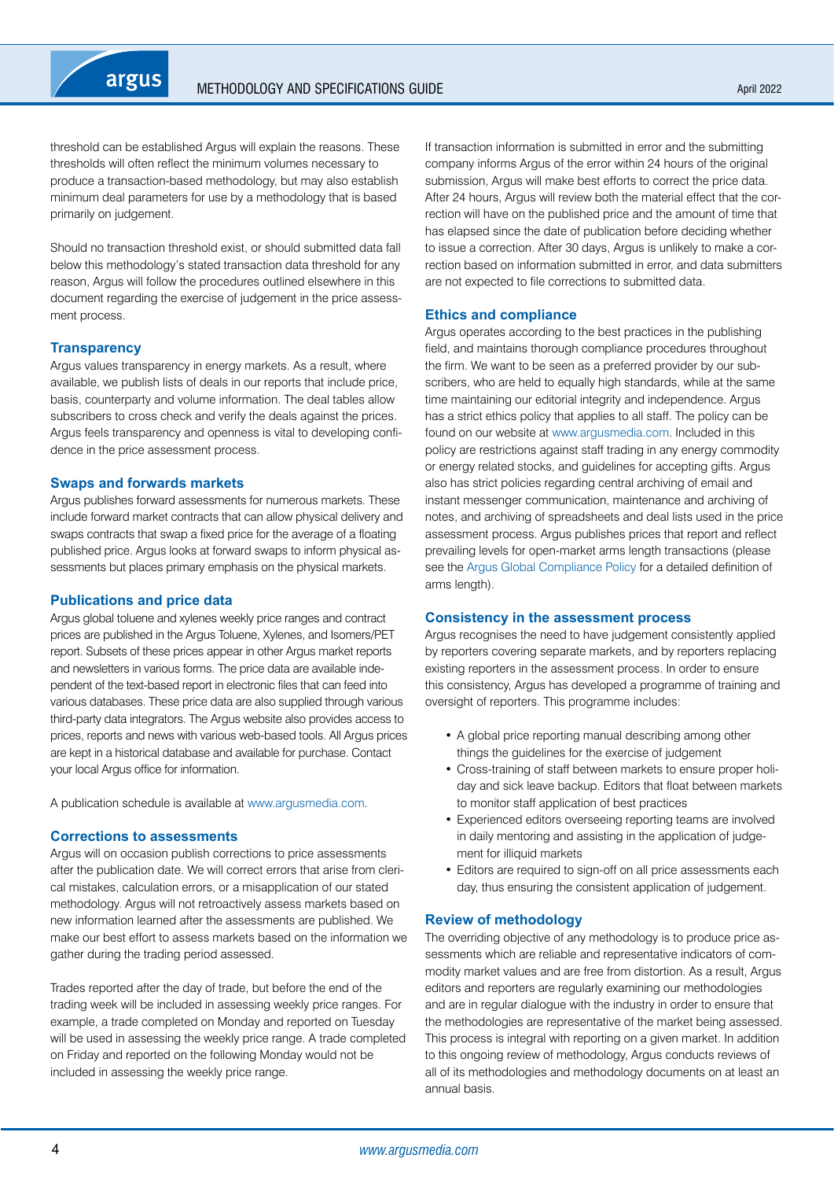threshold can be established Argus will explain the reasons. These thresholds will often reflect the minimum volumes necessary to produce a transaction-based methodology, but may also establish minimum deal parameters for use by a methodology that is based primarily on judgement.

Should no transaction threshold exist, or should submitted data fall below this methodology's stated transaction data threshold for any reason, Argus will follow the procedures outlined elsewhere in this document regarding the exercise of judgement in the price assessment process.

## Transparency

Argus values transparency in energy markets. As a result, where available, we publish lists of deals in our reports that include price, basis, counterparty and volume information. The deal tables allow subscribers to cross check and verify the deals against the prices. Argus feels transparency and openness is vital to developing confidence in the price assessment process.

## Swaps and forwards markets

Argus publishes forward assessments for numerous markets. These include forward market contracts that can allow physical delivery and swaps contracts that swap a fixed price for the average of a floating published price. Argus looks at forward swaps to inform physical assessments but places primary emphasis on the physical markets.

## Publications and price data

Argus global toluene and xylenes weekly price ranges and contract prices are published in the Argus Toluene, Xylenes, and Isomers/PET report. Subsets of these prices appear in other Argus market reports and newsletters in various forms. The price data are available independent of the text-based report in electronic files that can feed into various databases. These price data are also supplied through various third-party data integrators. The Argus website also provides access to prices, reports and news with various web-based tools. All Argus prices are kept in a historical database and available for purchase. Contact your local Argus office for information.

A publication schedule is available at www.argusmedia.com.

## Corrections to assessments

Argus will on occasion publish corrections to price assessments after the publication date. We will correct errors that arise from clerical mistakes, calculation errors, or a misapplication of our stated methodology. Argus will not retroactively assess markets based on new information learned after the assessments are published. We make our best effort to assess markets based on the information we gather during the trading period assessed.

Trades reported after the day of trade, but before the end of the trading week will be included in assessing weekly price ranges. For example, a trade completed on Monday and reported on Tuesday will be used in assessing the weekly price range. A trade completed on Friday and reported on the following Monday would not be included in assessing the weekly price range.

If transaction information is submitted in error and the submitting company informs Argus of the error within 24 hours of the original submission, Argus will make best efforts to correct the price data. After 24 hours, Argus will review both the material effect that the correction will have on the published price and the amount of time that has elapsed since the date of publication before deciding whether to issue a correction. After 30 days, Argus is unlikely to make a correction based on information submitted in error, and data submitters are not expected to file corrections to submitted data.

## Ethics and compliance

Argus operates according to the best practices in the publishing field, and maintains thorough compliance procedures throughout the firm. We want to be seen as a preferred provider by our subscribers, who are held to equally high standards, while at the same time maintaining our editorial integrity and independence. Argus has a strict ethics policy that applies to all staff. The policy can be found on our website at www.argusmedia.com. Included in this policy are restrictions against staff trading in any energy commodity or energy related stocks, and guidelines for accepting gifts. Argus also has strict policies regarding central archiving of email and instant messenger communication, maintenance and archiving of notes, and archiving of spreadsheets and deal lists used in the price assessment process. Argus publishes prices that report and reflect prevailing levels for open-market arms length transactions (please see the Argus Global Compliance Policy for a detailed definition of arms length).

## Consistency in the assessment process

Argus recognises the need to have judgement consistently applied by reporters covering separate markets, and by reporters replacing existing reporters in the assessment process. In order to ensure this consistency, Argus has developed a programme of training and oversight of reporters. This programme includes:

- A global price reporting manual describing among other things the guidelines for the exercise of judgement
- Cross-training of staff between markets to ensure proper holiday and sick leave backup. Editors that float between markets to monitor staff application of best practices
- Experienced editors overseeing reporting teams are involved in daily mentoring and assisting in the application of judgement for illiquid markets
- Editors are required to sign-off on all price assessments each day, thus ensuring the consistent application of judgement.

## Review of methodology

The overriding objective of any methodology is to produce price assessments which are reliable and representative indicators of commodity market values and are free from distortion. As a result, Argus editors and reporters are regularly examining our methodologies and are in regular dialogue with the industry in order to ensure that the methodologies are representative of the market being assessed. This process is integral with reporting on a given market. In addition to this ongoing review of methodology, Argus conducts reviews of all of its methodologies and methodology documents on at least an annual basis.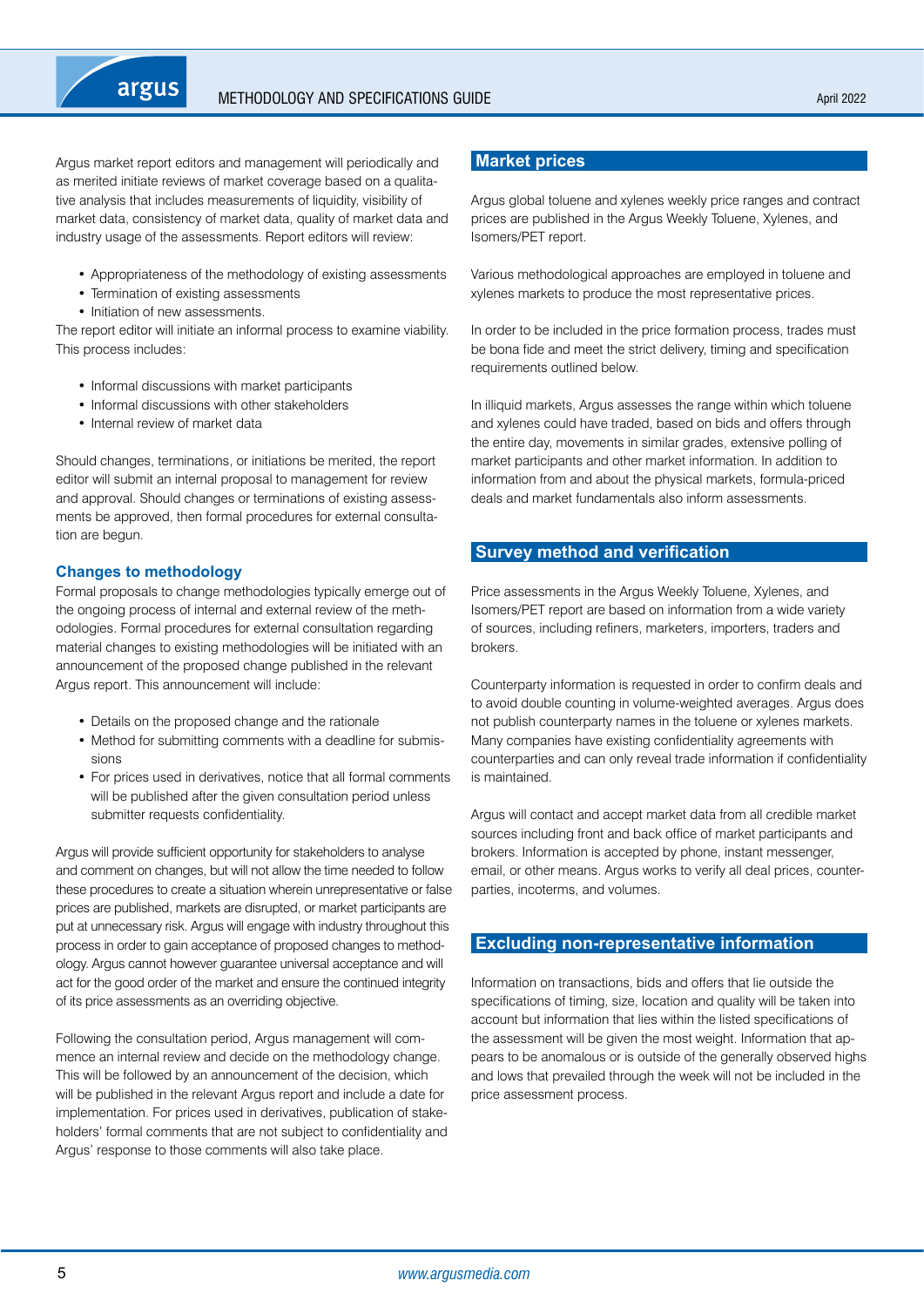Argus market report editors and management will periodically and as merited initiate reviews of market coverage based on a qualitative analysis that includes measurements of liquidity, visibility of market data, consistency of market data, quality of market data and industry usage of the assessments. Report editors will review:

- Appropriateness of the methodology of existing assessments
- Termination of existing assessments
- Initiation of new assessments.

The report editor will initiate an informal process to examine viability. This process includes:

- Informal discussions with market participants
- Informal discussions with other stakeholders
- Internal review of market data

Should changes, terminations, or initiations be merited, the report editor will submit an internal proposal to management for review and approval. Should changes or terminations of existing assessments be approved, then formal procedures for external consultation are begun.

### Changes to methodology

Formal proposals to change methodologies typically emerge out of the ongoing process of internal and external review of the methodologies. Formal procedures for external consultation regarding material changes to existing methodologies will be initiated with an announcement of the proposed change published in the relevant Argus report. This announcement will include:

- Details on the proposed change and the rationale
- Method for submitting comments with a deadline for submissions
- For prices used in derivatives, notice that all formal comments will be published after the given consultation period unless submitter requests confidentiality.

Argus will provide sufficient opportunity for stakeholders to analyse and comment on changes, but will not allow the time needed to follow these procedures to create a situation wherein unrepresentative or false prices are published, markets are disrupted, or market participants are put at unnecessary risk. Argus will engage with industry throughout this process in order to gain acceptance of proposed changes to methodology. Argus cannot however guarantee universal acceptance and will act for the good order of the market and ensure the continued integrity of its price assessments as an overriding objective.

Following the consultation period, Argus management will commence an internal review and decide on the methodology change. This will be followed by an announcement of the decision, which will be published in the relevant Argus report and include a date for implementation. For prices used in derivatives, publication of stakeholders' formal comments that are not subject to confidentiality and Argus' response to those comments will also take place.

## Market prices

Argus global toluene and xylenes weekly price ranges and contract prices are published in the Argus Weekly Toluene, Xylenes, and Isomers/PET report.

Various methodological approaches are employed in toluene and xylenes markets to produce the most representative prices.

In order to be included in the price formation process, trades must be bona fide and meet the strict delivery, timing and specification requirements outlined below.

In illiquid markets, Argus assesses the range within which toluene and xylenes could have traded, based on bids and offers through the entire day, movements in similar grades, extensive polling of market participants and other market information. In addition to information from and about the physical markets, formula-priced deals and market fundamentals also inform assessments.

## Survey method and verification

Price assessments in the Argus Weekly Toluene, Xylenes, and Isomers/PET report are based on information from a wide variety of sources, including refiners, marketers, importers, traders and brokers.

Counterparty information is requested in order to confirm deals and to avoid double counting in volume-weighted averages. Argus does not publish counterparty names in the toluene or xylenes markets. Many companies have existing confidentiality agreements with counterparties and can only reveal trade information if confidentiality is maintained.

Argus will contact and accept market data from all credible market sources including front and back office of market participants and brokers. Information is accepted by phone, instant messenger, email, or other means. Argus works to verify all deal prices, counterparties, incoterms, and volumes.

## Excluding non-representative information

Information on transactions, bids and offers that lie outside the specifications of timing, size, location and quality will be taken into account but information that lies within the listed specifications of the assessment will be given the most weight. Information that appears to be anomalous or is outside of the generally observed highs and lows that prevailed through the week will not be included in the price assessment process.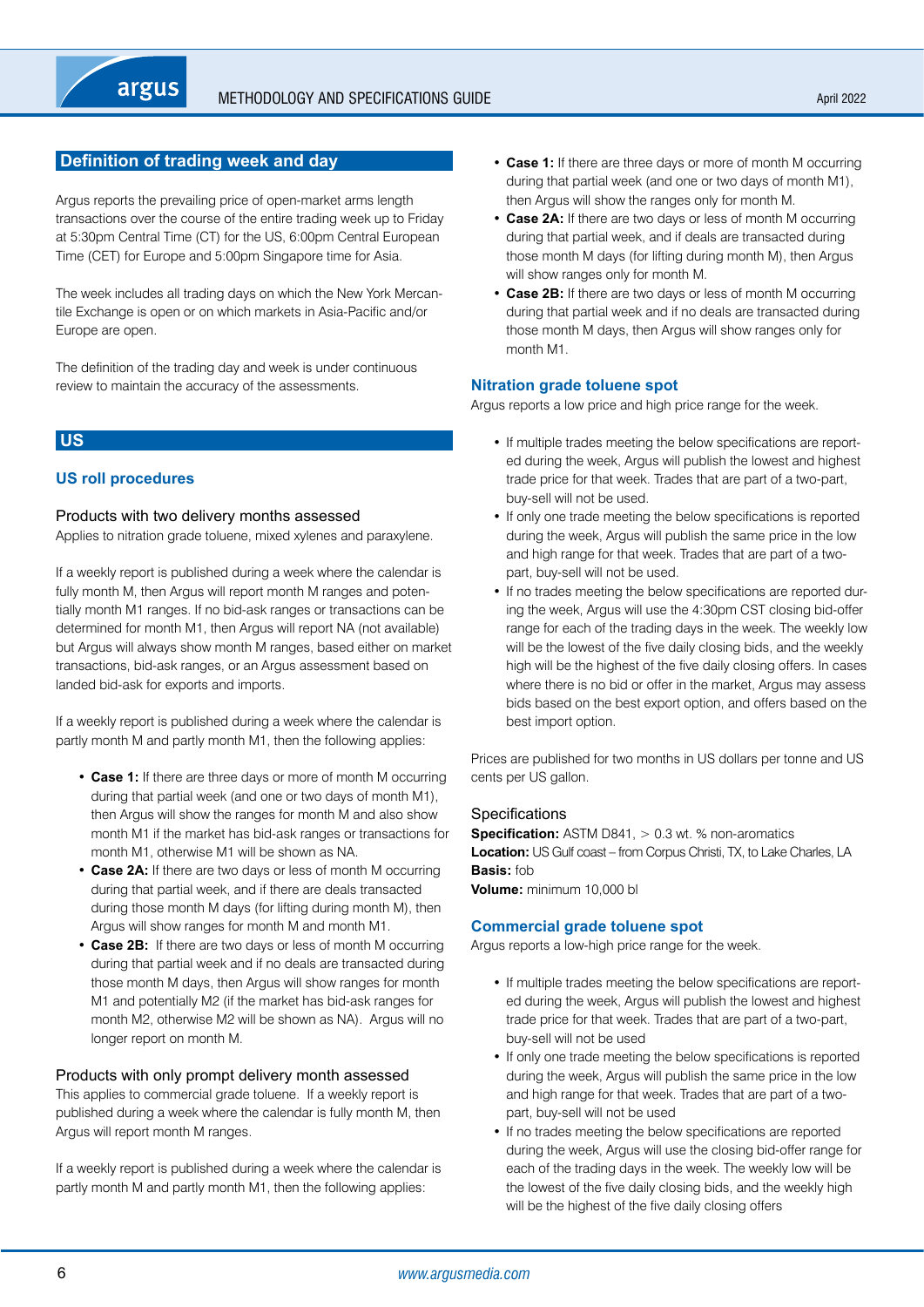## Definition of trading week and day

Argus reports the prevailing price of open-market arms length transactions over the course of the entire trading week up to Friday at 5:30pm Central Time (CT) for the US, 6:00pm Central European Time (CET) for Europe and 5:00pm Singapore time for Asia.

The week includes all trading days on which the New York Mercantile Exchange is open or on which markets in Asia-Pacific and/or Europe are open.

The definition of the trading day and week is under continuous review to maintain the accuracy of the assessments.

## US

### US roll procedures

#### Products with two delivery months assessed

Applies to nitration grade toluene, mixed xylenes and paraxylene.

If a weekly report is published during a week where the calendar is fully month M, then Argus will report month M ranges and potentially month M1 ranges. If no bid-ask ranges or transactions can be determined for month M1, then Argus will report NA (not available) but Argus will always show month M ranges, based either on market transactions, bid-ask ranges, or an Argus assessment based on landed bid-ask for exports and imports.

If a weekly report is published during a week where the calendar is partly month M and partly month M1, then the following applies:

- **Case 1:** If there are three days or more of month M occurring during that partial week (and one or two days of month M1), then Argus will show the ranges for month M and also show month M1 if the market has bid-ask ranges or transactions for month M1, otherwise M1 will be shown as NA.
- **Case 2A:** If there are two days or less of month M occurring during that partial week, and if there are deals transacted during those month M days (for lifting during month M), then Argus will show ranges for month M and month M1.
- **Case 2B:** If there are two days or less of month M occurring during that partial week and if no deals are transacted during those month M days, then Argus will show ranges for month M1 and potentially M2 (if the market has bid-ask ranges for month M2, otherwise M2 will be shown as NA). Argus will no longer report on month M.

#### Products with only prompt delivery month assessed

This applies to commercial grade toluene. If a weekly report is published during a week where the calendar is fully month M, then Argus will report month M ranges.

If a weekly report is published during a week where the calendar is partly month M and partly month M1, then the following applies:

- **Case 1:** If there are three days or more of month M occurring during that partial week (and one or two days of month M1), then Argus will show the ranges only for month M.
- **Case 2A:** If there are two days or less of month M occurring during that partial week, and if deals are transacted during those month M days (for lifting during month M), then Argus will show ranges only for month M.
- **Case 2B:** If there are two days or less of month M occurring during that partial week and if no deals are transacted during those month M days, then Argus will show ranges only for month M1.

### Nitration grade toluene spot

Argus reports a low price and high price range for the week.

- If multiple trades meeting the below specifications are reported during the week, Argus will publish the lowest and highest trade price for that week. Trades that are part of a two-part, buy-sell will not be used.
- If only one trade meeting the below specifications is reported during the week, Argus will publish the same price in the low and high range for that week. Trades that are part of a two-part, buy-sell will not be used.
- If no trades meeting the below specifications are reported during the week, Argus will use the 4:30pm CST closing bid-offer range for each of the trading days in the week. The weekly low will be the lowest of the five daily closing bids, and the weekly high will be the highest of the five daily closing offers. In cases where there is no bid or offer in the market, Argus may assess bids based on the best export option, and offers based on the best import option.

Prices are published for two months in US dollars per tonne and US cents per US gallon.

#### Specifications

**Specification:** ASTM D841, > 0.3 wt. % non-aromatics
**Location:** US Gulf coast – from Corpus Christi, TX, to Lake Charles, LA
**Basis:** fob
**Volume:** minimum 10,000 bl

### Commercial grade toluene spot

Argus reports a low-high price range for the week.

- If multiple trades meeting the below specifications are reported during the week, Argus will publish the lowest and highest trade price for that week. Trades that are part of a two-part, buy-sell will not be used
- If only one trade meeting the below specifications is reported during the week, Argus will publish the same price in the low and high range for that week. Trades that are part of a two-part, buy-sell will not be used
- If no trades meeting the below specifications are reported during the week, Argus will use the closing bid-offer range for each of the trading days in the week. The weekly low will be the lowest of the five daily closing bids, and the weekly high will be the highest of the five daily closing offers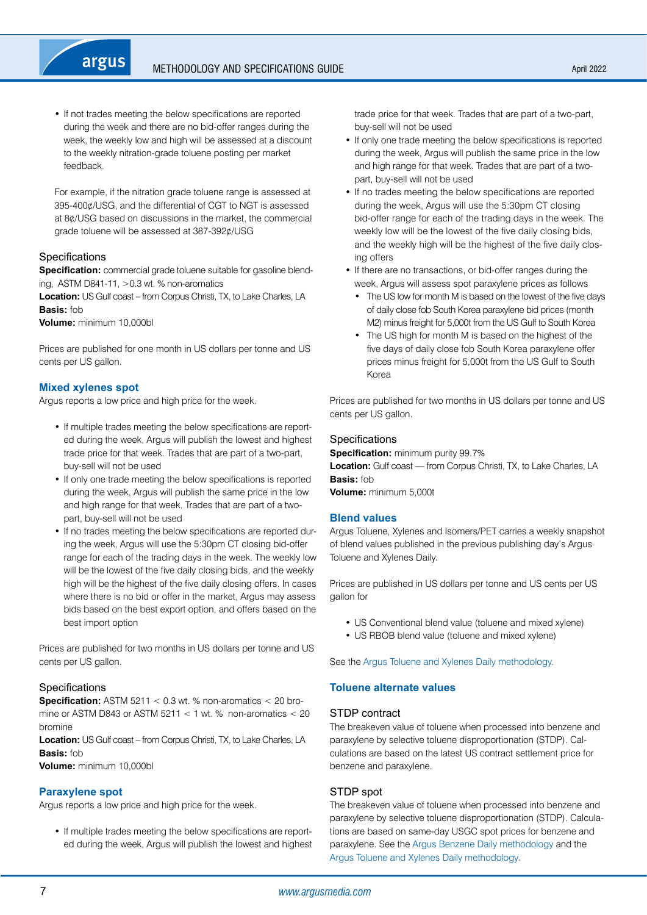- If not trades meeting the below specifications are reported during the week and there are no bid-offer ranges during the week, the weekly low and high will be assessed at a discount to the weekly nitration-grade toluene posting per market feedback.

For example, if the nitration grade toluene range is assessed at 395-400¢/USG, and the differential of CGT to NGT is assessed at 8¢/USG based on discussions in the market, the commercial grade toluene will be assessed at 387-392¢/USG

### Specifications

**Specification:** commercial grade toluene suitable for gasoline blending, ASTM D841-11, >0.3 wt. % non-aromatics
**Location:** US Gulf coast – from Corpus Christi, TX, to Lake Charles, LA
**Basis:** fob
**Volume:** minimum 10,000bl

Prices are published for one month in US dollars per tonne and US cents per US gallon.

## Mixed xylenes spot

Argus reports a low price and high price for the week.

- If multiple trades meeting the below specifications are reported during the week, Argus will publish the lowest and highest trade price for that week. Trades that are part of a two-part, buy-sell will not be used
- If only one trade meeting the below specifications is reported during the week, Argus will publish the same price in the low and high range for that week. Trades that are part of a two-part, buy-sell will not be used
- If no trades meeting the below specifications are reported during the week, Argus will use the 5:30pm CT closing bid-offer range for each of the trading days in the week. The weekly low will be the lowest of the five daily closing bids, and the weekly high will be the highest of the five daily closing offers. In cases where there is no bid or offer in the market, Argus may assess bids based on the best export option, and offers based on the best import option

Prices are published for two months in US dollars per tonne and US cents per US gallon.

### Specifications

**Specification:** ASTM 5211 < 0.3 wt. % non-aromatics < 20 bromine or ASTM D843 or ASTM 5211 < 1 wt. % non-aromatics < 20 bromine
**Location:** US Gulf coast – from Corpus Christi, TX, to Lake Charles, LA
**Basis:** fob
**Volume:** minimum 10,000bl

## Paraxylene spot

Argus reports a low price and high price for the week.

- If multiple trades meeting the below specifications are reported during the week, Argus will publish the lowest and highest trade price for that week. Trades that are part of a two-part, buy-sell will not be used
- If only one trade meeting the below specifications is reported during the week, Argus will publish the same price in the low and high range for that week. Trades that are part of a two-part, buy-sell will not be used
- If no trades meeting the below specifications are reported during the week, Argus will use the 5:30pm CT closing bid-offer range for each of the trading days in the week. The weekly low will be the lowest of the five daily closing bids, and the weekly high will be the highest of the five daily closing offers
- If there are no transactions, or bid-offer ranges during the week, Argus will assess spot paraxylene prices as follows
  - The US low for month M is based on the lowest of the five days of daily close fob South Korea paraxylene bid prices (month M2) minus freight for 5,000t from the US Gulf to South Korea
  - The US high for month M is based on the highest of the five days of daily close fob South Korea paraxylene offer prices minus freight for 5,000t from the US Gulf to South Korea

Prices are published for two months in US dollars per tonne and US cents per US gallon.

### Specifications

**Specification:** minimum purity 99.7%
**Location:** Gulf coast — from Corpus Christi, TX, to Lake Charles, LA
**Basis:** fob
**Volume:** minimum 5,000t

## Blend values

Argus Toluene, Xylenes and Isomers/PET carries a weekly snapshot of blend values published in the previous publishing day's Argus Toluene and Xylenes Daily.

Prices are published in US dollars per tonne and US cents per US gallon for

- US Conventional blend value (toluene and mixed xylene)
- US RBOB blend value (toluene and mixed xylene)

See the Argus Toluene and Xylenes Daily methodology.

## Toluene alternate values

### STDP contract

The breakeven value of toluene when processed into benzene and paraxylene by selective toluene disproportionation (STDP). Calculations are based on the latest US contract settlement price for benzene and paraxylene.

### STDP spot

The breakeven value of toluene when processed into benzene and paraxylene by selective toluene disproportionation (STDP). Calculations are based on same-day USGC spot prices for benzene and paraxylene. See the Argus Benzene Daily methodology and the Argus Toluene and Xylenes Daily methodology.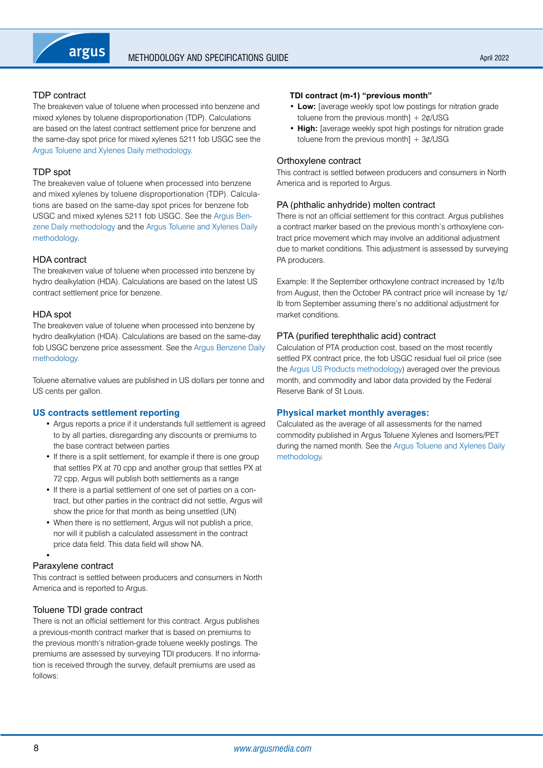### TDP contract

The breakeven value of toluene when processed into benzene and mixed xylenes by toluene disproportionation (TDP). Calculations are based on the latest contract settlement price for benzene and the same-day spot price for mixed xylenes 5211 fob USGC see the Argus Toluene and Xylenes Daily methodology.

### TDP spot

The breakeven value of toluene when processed into benzene and mixed xylenes by toluene disproportionation (TDP). Calculations are based on the same-day spot prices for benzene fob USGC and mixed xylenes 5211 fob USGC. See the Argus Benzene Daily methodology and the Argus Toluene and Xylenes Daily methodology.

### HDA contract

The breakeven value of toluene when processed into benzene by hydro dealkylation (HDA). Calculations are based on the latest US contract settlement price for benzene.

### HDA spot

The breakeven value of toluene when processed into benzene by hydro dealkylation (HDA). Calculations are based on the same-day fob USGC benzene price assessment. See the Argus Benzene Daily methodology.

Toluene alternative values are published in US dollars per tonne and US cents per gallon.

## US contracts settlement reporting

- Argus reports a price if it understands full settlement is agreed to by all parties, disregarding any discounts or premiums to the base contract between parties
- If there is a split settlement, for example if there is one group that settles PX at 70 cpp and another group that settles PX at 72 cpp, Argus will publish both settlements as a range
- If there is a partial settlement of one set of parties on a contract, but other parties in the contract did not settle, Argus will show the price for that month as being unsettled (UN)
- When there is no settlement, Argus will not publish a price, nor will it publish a calculated assessment in the contract price data field. This data field will show NA.

### Paraxylene contract

This contract is settled between producers and consumers in North America and is reported to Argus.

### Toluene TDI grade contract

There is not an official settlement for this contract. Argus publishes a previous-month contract marker that is based on premiums to the previous month's nitration-grade toluene weekly postings. The premiums are assessed by surveying TDI producers. If no information is received through the survey, default premiums are used as follows:

**TDI contract (m-1) "previous month"**

- **Low:** [average weekly spot low postings for nitration grade toluene from the previous month] + 2¢/USG
- **High:** [average weekly spot high postings for nitration grade toluene from the previous month] + 3¢/USG

### Orthoxylene contract

This contract is settled between producers and consumers in North America and is reported to Argus.

### PA (phthalic anhydride) molten contract

There is not an official settlement for this contract. Argus publishes a contract marker based on the previous month's orthoxylene contract price movement which may involve an additional adjustment due to market conditions. This adjustment is assessed by surveying PA producers.

Example: If the September orthoxylene contract increased by 1¢/lb from August, then the October PA contract price will increase by 1¢/lb from September assuming there's no additional adjustment for market conditions.

### PTA (purified terephthalic acid) contract

Calculation of PTA production cost, based on the most recently settled PX contract price, the fob USGC residual fuel oil price (see the Argus US Products methodology) averaged over the previous month, and commodity and labor data provided by the Federal Reserve Bank of St Louis.

## Physical market monthly averages:

Calculated as the average of all assessments for the named commodity published in Argus Toluene Xylenes and Isomers/PET during the named month. See the Argus Toluene and Xylenes Daily methodology.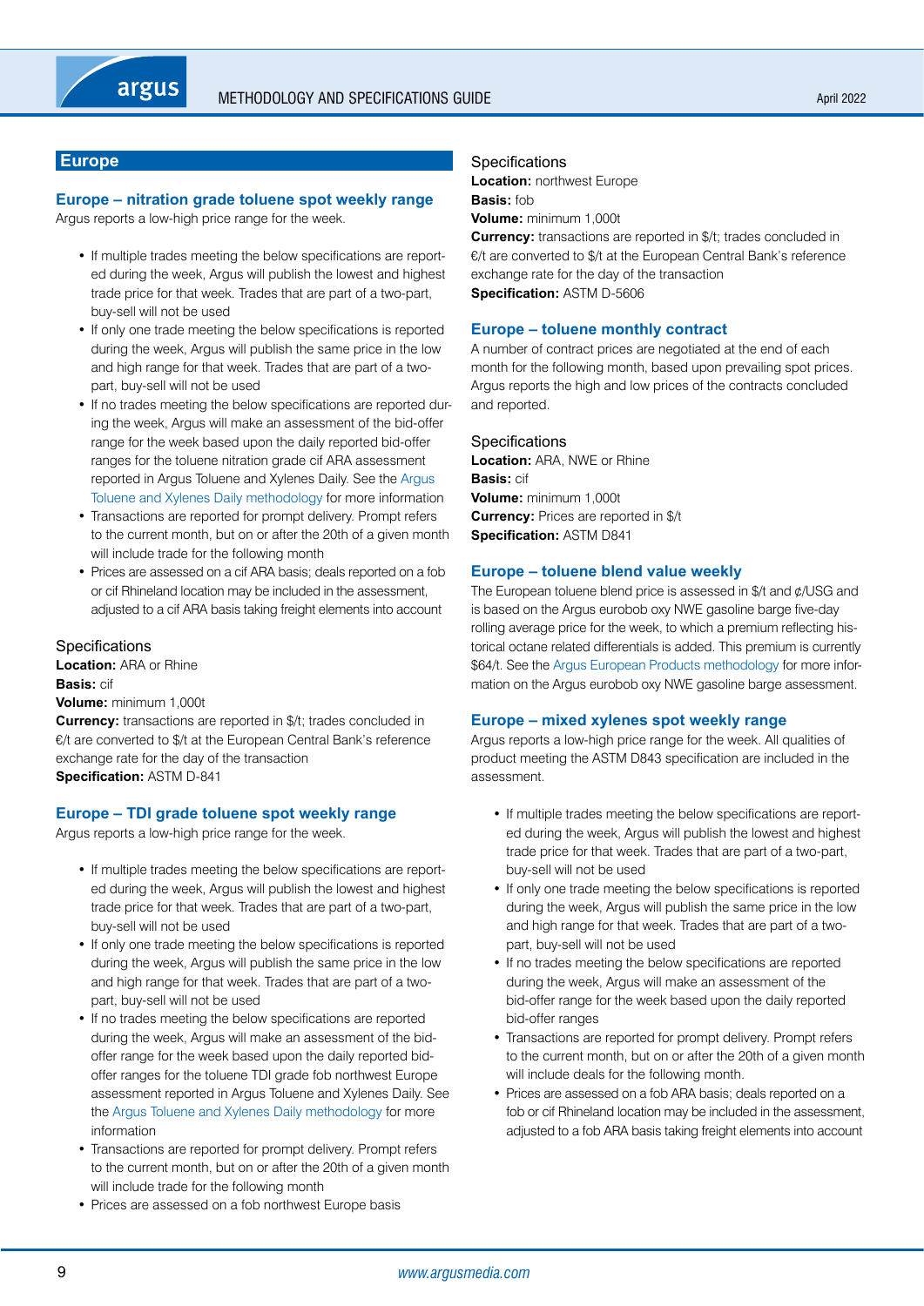## Europe

### Europe – nitration grade toluene spot weekly range

Argus reports a low-high price range for the week.

- If multiple trades meeting the below specifications are reported during the week, Argus will publish the lowest and highest trade price for that week. Trades that are part of a two-part, buy-sell will not be used
- If only one trade meeting the below specifications is reported during the week, Argus will publish the same price in the low and high range for that week. Trades that are part of a two-part, buy-sell will not be used
- If no trades meeting the below specifications are reported during the week, Argus will make an assessment of the bid-offer range for the week based upon the daily reported bid-offer ranges for the toluene nitration grade cif ARA assessment reported in Argus Toluene and Xylenes Daily. See the Argus Toluene and Xylenes Daily methodology for more information
- Transactions are reported for prompt delivery. Prompt refers to the current month, but on or after the 20th of a given month will include trade for the following month
- Prices are assessed on a cif ARA basis; deals reported on a fob or cif Rhineland location may be included in the assessment, adjusted to a cif ARA basis taking freight elements into account

Specifications

**Location:** ARA or Rhine
**Basis:** cif
**Volume:** minimum 1,000t
**Currency:** transactions are reported in $/t; trades concluded in €/t are converted to $/t at the European Central Bank's reference exchange rate for the day of the transaction
**Specification:** ASTM D-841

### Europe – TDI grade toluene spot weekly range

Argus reports a low-high price range for the week.

- If multiple trades meeting the below specifications are reported during the week, Argus will publish the lowest and highest trade price for that week. Trades that are part of a two-part, buy-sell will not be used
- If only one trade meeting the below specifications is reported during the week, Argus will publish the same price in the low and high range for that week. Trades that are part of a two-part, buy-sell will not be used
- If no trades meeting the below specifications are reported during the week, Argus will make an assessment of the bid-offer range for the week based upon the daily reported bid-offer ranges for the toluene TDI grade fob northwest Europe assessment reported in Argus Toluene and Xylenes Daily. See the Argus Toluene and Xylenes Daily methodology for more information
- Transactions are reported for prompt delivery. Prompt refers to the current month, but on or after the 20th of a given month will include trade for the following month
- Prices are assessed on a fob northwest Europe basis

Specifications

**Location:** northwest Europe
**Basis:** fob
**Volume:** minimum 1,000t
**Currency:** transactions are reported in $/t; trades concluded in €/t are converted to $/t at the European Central Bank's reference exchange rate for the day of the transaction
**Specification:** ASTM D-5606

### Europe – toluene monthly contract

A number of contract prices are negotiated at the end of each month for the following month, based upon prevailing spot prices. Argus reports the high and low prices of the contracts concluded and reported.

Specifications

**Location:** ARA, NWE or Rhine
**Basis:** cif
**Volume:** minimum 1,000t
**Currency:** Prices are reported in $/t
**Specification:** ASTM D841

### Europe – toluene blend value weekly

The European toluene blend price is assessed in $/t and ¢/USG and is based on the Argus eurobob oxy NWE gasoline barge five-day rolling average price for the week, to which a premium reflecting historical octane related differentials is added. This premium is currently $64/t. See the Argus European Products methodology for more information on the Argus eurobob oxy NWE gasoline barge assessment.

### Europe – mixed xylenes spot weekly range

Argus reports a low-high price range for the week. All qualities of product meeting the ASTM D843 specification are included in the assessment.

- If multiple trades meeting the below specifications are reported during the week, Argus will publish the lowest and highest trade price for that week. Trades that are part of a two-part, buy-sell will not be used
- If only one trade meeting the below specifications is reported during the week, Argus will publish the same price in the low and high range for that week. Trades that are part of a two-part, buy-sell will not be used
- If no trades meeting the below specifications are reported during the week, Argus will make an assessment of the bid-offer range for the week based upon the daily reported bid-offer ranges
- Transactions are reported for prompt delivery. Prompt refers to the current month, but on or after the 20th of a given month will include deals for the following month.
- Prices are assessed on a fob ARA basis; deals reported on a fob or cif Rhineland location may be included in the assessment, adjusted to a fob ARA basis taking freight elements into account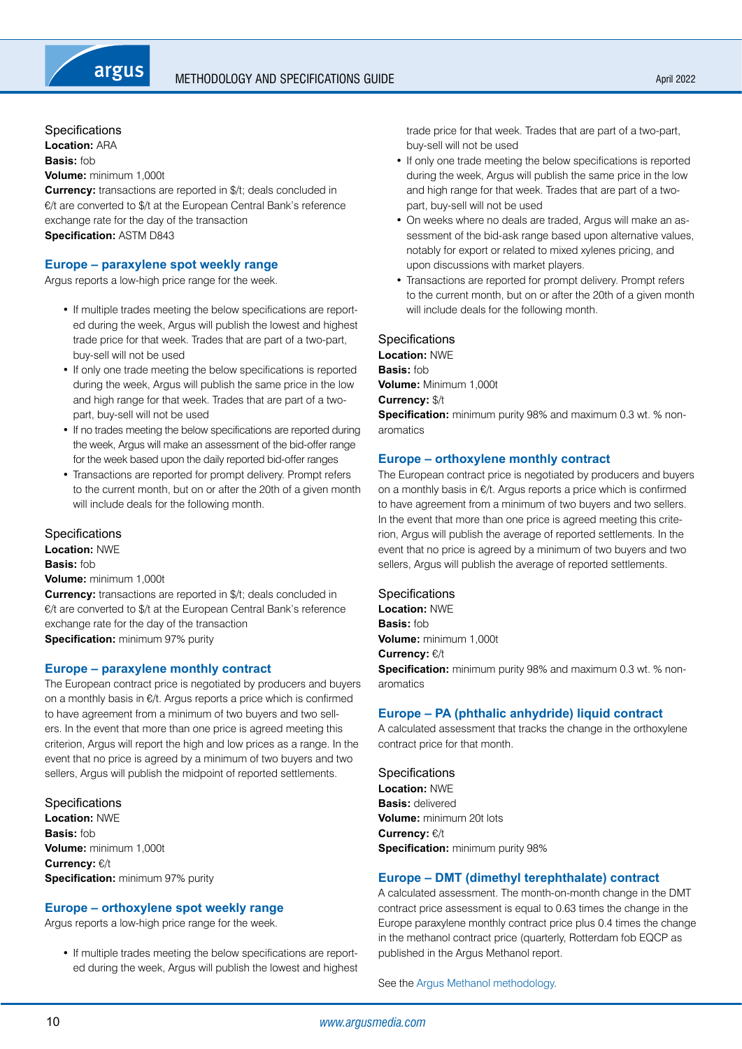Specifications

**Location:** ARA

**Basis:** fob

**Volume:** minimum 1,000t

**Currency:** transactions are reported in $/t; deals concluded in €/t are converted to $/t at the European Central Bank's reference exchange rate for the day of the transaction

**Specification:** ASTM D843

## Europe – paraxylene spot weekly range

Argus reports a low-high price range for the week.

- If multiple trades meeting the below specifications are reported during the week, Argus will publish the lowest and highest trade price for that week. Trades that are part of a two-part, buy-sell will not be used
- If only one trade meeting the below specifications is reported during the week, Argus will publish the same price in the low and high range for that week. Trades that are part of a two-part, buy-sell will not be used
- If no trades meeting the below specifications are reported during the week, Argus will make an assessment of the bid-offer range for the week based upon the daily reported bid-offer ranges
- Transactions are reported for prompt delivery. Prompt refers to the current month, but on or after the 20th of a given month will include deals for the following month.

Specifications

**Location:** NWE

**Basis:** fob

**Volume:** minimum 1,000t

**Currency:** transactions are reported in $/t; deals concluded in €/t are converted to $/t at the European Central Bank's reference exchange rate for the day of the transaction

**Specification:** minimum 97% purity

## Europe – paraxylene monthly contract

The European contract price is negotiated by producers and buyers on a monthly basis in €/t. Argus reports a price which is confirmed to have agreement from a minimum of two buyers and two sellers. In the event that more than one price is agreed meeting this criterion, Argus will report the high and low prices as a range. In the event that no price is agreed by a minimum of two buyers and two sellers, Argus will publish the midpoint of reported settlements.

Specifications

**Location:** NWE

**Basis:** fob

**Volume:** minimum 1,000t

**Currency:** €/t

**Specification:** minimum 97% purity

## Europe – orthoxylene spot weekly range

Argus reports a low-high price range for the week.

- If multiple trades meeting the below specifications are reported during the week, Argus will publish the lowest and highest trade price for that week. Trades that are part of a two-part, buy-sell will not be used
- If only one trade meeting the below specifications is reported during the week, Argus will publish the same price in the low and high range for that week. Trades that are part of a two-part, buy-sell will not be used
- On weeks where no deals are traded, Argus will make an assessment of the bid-ask range based upon alternative values, notably for export or related to mixed xylenes pricing, and upon discussions with market players.
- Transactions are reported for prompt delivery. Prompt refers to the current month, but on or after the 20th of a given month will include deals for the following month.

Specifications

**Location:** NWE

**Basis:** fob

**Volume:** Minimum 1,000t

**Currency:** $/t

**Specification:** minimum purity 98% and maximum 0.3 wt. % non-aromatics

## Europe – orthoxylene monthly contract

The European contract price is negotiated by producers and buyers on a monthly basis in €/t. Argus reports a price which is confirmed to have agreement from a minimum of two buyers and two sellers. In the event that more than one price is agreed meeting this criterion, Argus will publish the average of reported settlements. In the event that no price is agreed by a minimum of two buyers and two sellers, Argus will publish the average of reported settlements.

Specifications

**Location:** NWE

**Basis:** fob

**Volume:** minimum 1,000t

**Currency:** €/t

**Specification:** minimum purity 98% and maximum 0.3 wt. % non-aromatics

## Europe – PA (phthalic anhydride) liquid contract

A calculated assessment that tracks the change in the orthoxylene contract price for that month.

Specifications

**Location:** NWE

**Basis:** delivered

**Volume:** minimum 20t lots

**Currency:** €/t

**Specification:** minimum purity 98%

## Europe – DMT (dimethyl terephthalate) contract

A calculated assessment. The month-on-month change in the DMT contract price assessment is equal to 0.63 times the change in the Europe paraxylene monthly contract price plus 0.4 times the change in the methanol contract price (quarterly, Rotterdam fob EQCP as published in the Argus Methanol report.

See the Argus Methanol methodology.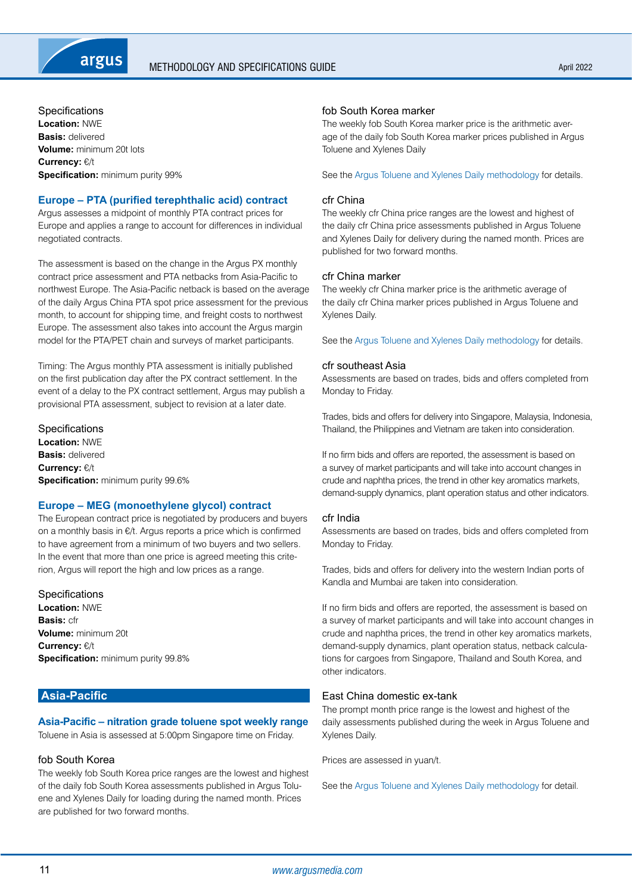### Specifications

**Location:** NWE
**Basis:** delivered
**Volume:** minimum 20t lots
**Currency:** €/t
**Specification:** minimum purity 99%

## Europe – PTA (purified terephthalic acid) contract

Argus assesses a midpoint of monthly PTA contract prices for Europe and applies a range to account for differences in individual negotiated contracts.

The assessment is based on the change in the Argus PX monthly contract price assessment and PTA netbacks from Asia-Pacific to northwest Europe. The Asia-Pacific netback is based on the average of the daily Argus China PTA spot price assessment for the previous month, to account for shipping time, and freight costs to northwest Europe. The assessment also takes into account the Argus margin model for the PTA/PET chain and surveys of market participants.

Timing: The Argus monthly PTA assessment is initially published on the first publication day after the PX contract settlement. In the event of a delay to the PX contract settlement, Argus may publish a provisional PTA assessment, subject to revision at a later date.

### Specifications

**Location:** NWE
**Basis:** delivered
**Currency:** €/t
**Specification:** minimum purity 99.6%

## Europe – MEG (monoethylene glycol) contract

The European contract price is negotiated by producers and buyers on a monthly basis in €/t. Argus reports a price which is confirmed to have agreement from a minimum of two buyers and two sellers. In the event that more than one price is agreed meeting this criterion, Argus will report the high and low prices as a range.

### Specifications

**Location:** NWE
**Basis:** cfr
**Volume:** minimum 20t
**Currency:** €/t
**Specification:** minimum purity 99.8%

# Asia-Pacific

## Asia-Pacific – nitration grade toluene spot weekly range

Toluene in Asia is assessed at 5:00pm Singapore time on Friday.

### fob South Korea

The weekly fob South Korea price ranges are the lowest and highest of the daily fob South Korea assessments published in Argus Toluene and Xylenes Daily for loading during the named month. Prices are published for two forward months.

### fob South Korea marker

The weekly fob South Korea marker price is the arithmetic average of the daily fob South Korea marker prices published in Argus Toluene and Xylenes Daily

See the Argus Toluene and Xylenes Daily methodology for details.

### cfr China

The weekly cfr China price ranges are the lowest and highest of the daily cfr China price assessments published in Argus Toluene and Xylenes Daily for delivery during the named month. Prices are published for two forward months.

### cfr China marker

The weekly cfr China marker price is the arithmetic average of the daily cfr China marker prices published in Argus Toluene and Xylenes Daily.

See the Argus Toluene and Xylenes Daily methodology for details.

### cfr southeast Asia

Assessments are based on trades, bids and offers completed from Monday to Friday.

Trades, bids and offers for delivery into Singapore, Malaysia, Indonesia, Thailand, the Philippines and Vietnam are taken into consideration.

If no firm bids and offers are reported, the assessment is based on a survey of market participants and will take into account changes in crude and naphtha prices, the trend in other key aromatics markets, demand-supply dynamics, plant operation status and other indicators.

### cfr India

Assessments are based on trades, bids and offers completed from Monday to Friday.

Trades, bids and offers for delivery into the western Indian ports of Kandla and Mumbai are taken into consideration.

If no firm bids and offers are reported, the assessment is based on a survey of market participants and will take into account changes in crude and naphtha prices, the trend in other key aromatics markets, demand-supply dynamics, plant operation status, netback calculations for cargoes from Singapore, Thailand and South Korea, and other indicators.

### East China domestic ex-tank

The prompt month price range is the lowest and highest of the daily assessments published during the week in Argus Toluene and Xylenes Daily.

Prices are assessed in yuan/t.

See the Argus Toluene and Xylenes Daily methodology for detail.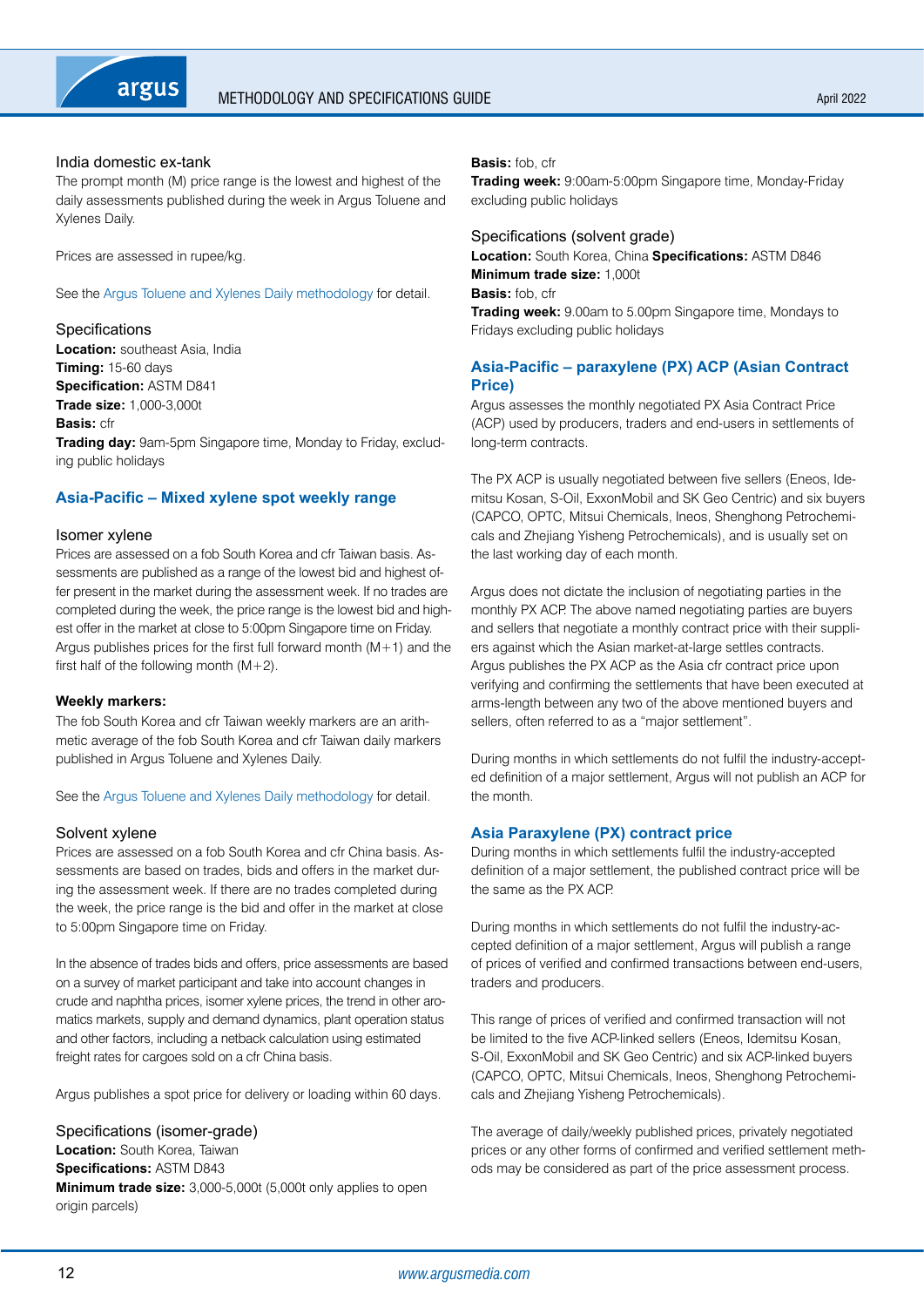### India domestic ex-tank

The prompt month (M) price range is the lowest and highest of the daily assessments published during the week in Argus Toluene and Xylenes Daily.

Prices are assessed in rupee/kg.

See the Argus Toluene and Xylenes Daily methodology for detail.

### Specifications

**Location:** southeast Asia, India
**Timing:** 15-60 days
**Specification:** ASTM D841
**Trade size:** 1,000-3,000t
**Basis:** cfr
**Trading day:** 9am-5pm Singapore time, Monday to Friday, excluding public holidays

## Asia-Pacific – Mixed xylene spot weekly range

### Isomer xylene

Prices are assessed on a fob South Korea and cfr Taiwan basis. Assessments are published as a range of the lowest bid and highest offer present in the market during the assessment week. If no trades are completed during the week, the price range is the lowest bid and highest offer in the market at close to 5:00pm Singapore time on Friday. Argus publishes prices for the first full forward month (M+1) and the first half of the following month (M+2).

**Weekly markers:**

The fob South Korea and cfr Taiwan weekly markers are an arithmetic average of the fob South Korea and cfr Taiwan daily markers published in Argus Toluene and Xylenes Daily.

See the Argus Toluene and Xylenes Daily methodology for detail.

### Solvent xylene

Prices are assessed on a fob South Korea and cfr China basis. Assessments are based on trades, bids and offers in the market during the assessment week. If there are no trades completed during the week, the price range is the bid and offer in the market at close to 5:00pm Singapore time on Friday.

In the absence of trades bids and offers, price assessments are based on a survey of market participant and take into account changes in crude and naphtha prices, isomer xylene prices, the trend in other aromatics markets, supply and demand dynamics, plant operation status and other factors, including a netback calculation using estimated freight rates for cargoes sold on a cfr China basis.

Argus publishes a spot price for delivery or loading within 60 days.

### Specifications (isomer-grade)

**Location:** South Korea, Taiwan
**Specifications:** ASTM D843
**Minimum trade size:** 3,000-5,000t (5,000t only applies to open origin parcels)
**Basis:** fob, cfr
**Trading week:** 9:00am-5:00pm Singapore time, Monday-Friday excluding public holidays

### Specifications (solvent grade)

**Location:** South Korea, China **Specifications:** ASTM D846
**Minimum trade size:** 1,000t
**Basis:** fob, cfr
**Trading week:** 9.00am to 5.00pm Singapore time, Mondays to Fridays excluding public holidays

## Asia-Pacific – paraxylene (PX) ACP (Asian Contract Price)

Argus assesses the monthly negotiated PX Asia Contract Price (ACP) used by producers, traders and end-users in settlements of long-term contracts.

The PX ACP is usually negotiated between five sellers (Eneos, Idemitsu Kosan, S-Oil, ExxonMobil and SK Geo Centric) and six buyers (CAPCO, OPTC, Mitsui Chemicals, Ineos, Shenghong Petrochemicals and Zhejiang Yisheng Petrochemicals), and is usually set on the last working day of each month.

Argus does not dictate the inclusion of negotiating parties in the monthly PX ACP. The above named negotiating parties are buyers and sellers that negotiate a monthly contract price with their suppliers against which the Asian market-at-large settles contracts. Argus publishes the PX ACP as the Asia cfr contract price upon verifying and confirming the settlements that have been executed at arms-length between any two of the above mentioned buyers and sellers, often referred to as a "major settlement".

During months in which settlements do not fulfil the industry-accepted definition of a major settlement, Argus will not publish an ACP for the month.

## Asia Paraxylene (PX) contract price

During months in which settlements fulfil the industry-accepted definition of a major settlement, the published contract price will be the same as the PX ACP.

During months in which settlements do not fulfil the industry-accepted definition of a major settlement, Argus will publish a range of prices of verified and confirmed transactions between end-users, traders and producers.

This range of prices of verified and confirmed transaction will not be limited to the five ACP-linked sellers (Eneos, Idemitsu Kosan, S-Oil, ExxonMobil and SK Geo Centric) and six ACP-linked buyers (CAPCO, OPTC, Mitsui Chemicals, Ineos, Shenghong Petrochemicals and Zhejiang Yisheng Petrochemicals).

The average of daily/weekly published prices, privately negotiated prices or any other forms of confirmed and verified settlement methods may be considered as part of the price assessment process.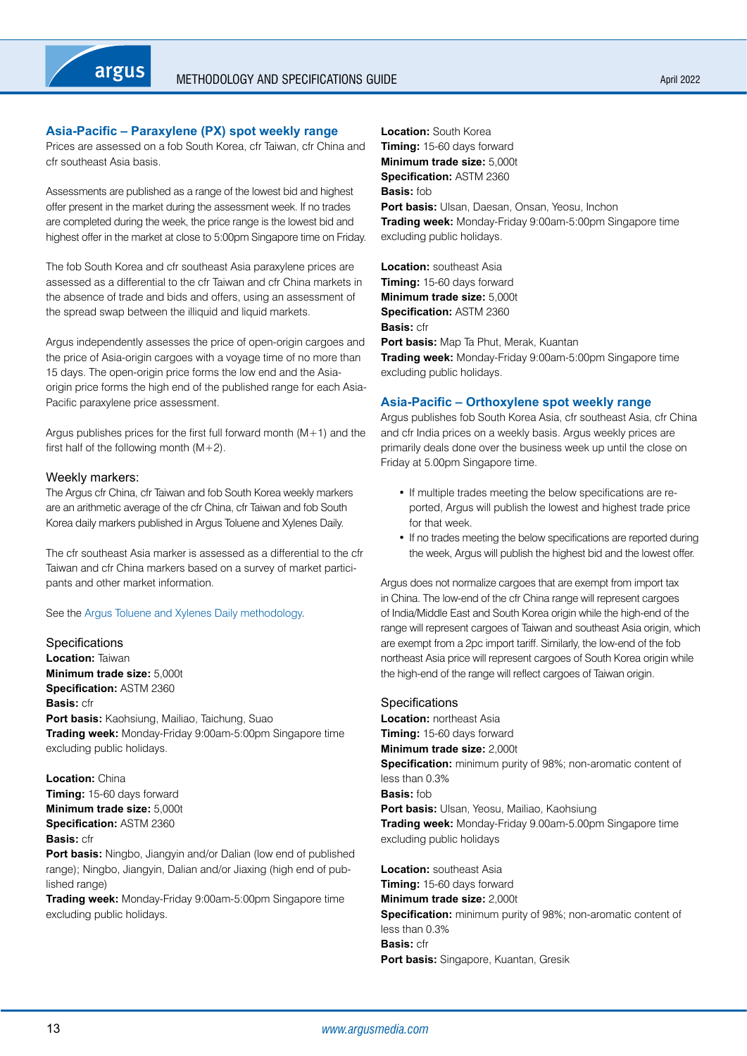## Asia-Pacific – Paraxylene (PX) spot weekly range

Prices are assessed on a fob South Korea, cfr Taiwan, cfr China and cfr southeast Asia basis.

Assessments are published as a range of the lowest bid and highest offer present in the market during the assessment week. If no trades are completed during the week, the price range is the lowest bid and highest offer in the market at close to 5:00pm Singapore time on Friday.

The fob South Korea and cfr southeast Asia paraxylene prices are assessed as a differential to the cfr Taiwan and cfr China markets in the absence of trade and bids and offers, using an assessment of the spread swap between the illiquid and liquid markets.

Argus independently assesses the price of open-origin cargoes and the price of Asia-origin cargoes with a voyage time of no more than 15 days. The open-origin price forms the low end and the Asia-origin price forms the high end of the published range for each Asia-Pacific paraxylene price assessment.

Argus publishes prices for the first full forward month (M+1) and the first half of the following month (M+2).

### Weekly markers:

The Argus cfr China, cfr Taiwan and fob South Korea weekly markers are an arithmetic average of the cfr China, cfr Taiwan and fob South Korea daily markers published in Argus Toluene and Xylenes Daily.

The cfr southeast Asia marker is assessed as a differential to the cfr Taiwan and cfr China markers based on a survey of market participants and other market information.

See the Argus Toluene and Xylenes Daily methodology.

### Specifications

**Location:** Taiwan
**Minimum trade size:** 5,000t
**Specification:** ASTM 2360
**Basis:** cfr
**Port basis:** Kaohsiung, Mailiao, Taichung, Suao
**Trading week:** Monday-Friday 9:00am-5:00pm Singapore time excluding public holidays.

**Location:** China
**Timing:** 15-60 days forward
**Minimum trade size:** 5,000t
**Specification:** ASTM 2360
**Basis:** cfr
**Port basis:** Ningbo, Jiangyin and/or Dalian (low end of published range); Ningbo, Jiangyin, Dalian and/or Jiaxing (high end of published range)
**Trading week:** Monday-Friday 9:00am-5:00pm Singapore time excluding public holidays.

**Location:** South Korea
**Timing:** 15-60 days forward
**Minimum trade size:** 5,000t
**Specification:** ASTM 2360
**Basis:** fob
**Port basis:** Ulsan, Daesan, Onsan, Yeosu, Inchon
**Trading week:** Monday-Friday 9:00am-5:00pm Singapore time excluding public holidays.

**Location:** southeast Asia
**Timing:** 15-60 days forward
**Minimum trade size:** 5,000t
**Specification:** ASTM 2360
**Basis:** cfr
**Port basis:** Map Ta Phut, Merak, Kuantan
**Trading week:** Monday-Friday 9:00am-5:00pm Singapore time excluding public holidays.

## Asia-Pacific – Orthoxylene spot weekly range

Argus publishes fob South Korea Asia, cfr southeast Asia, cfr China and cfr India prices on a weekly basis. Argus weekly prices are primarily deals done over the business week up until the close on Friday at 5.00pm Singapore time.

- If multiple trades meeting the below specifications are reported, Argus will publish the lowest and highest trade price for that week.
- If no trades meeting the below specifications are reported during the week, Argus will publish the highest bid and the lowest offer.

Argus does not normalize cargoes that are exempt from import tax in China. The low-end of the cfr China range will represent cargoes of India/Middle East and South Korea origin while the high-end of the range will represent cargoes of Taiwan and southeast Asia origin, which are exempt from a 2pc import tariff. Similarly, the low-end of the fob northeast Asia price will represent cargoes of South Korea origin while the high-end of the range will reflect cargoes of Taiwan origin.

### Specifications

**Location:** northeast Asia
**Timing:** 15-60 days forward
**Minimum trade size:** 2,000t
**Specification:** minimum purity of 98%; non-aromatic content of less than 0.3%
**Basis:** fob
**Port basis:** Ulsan, Yeosu, Mailiao, Kaohsiung
**Trading week:** Monday-Friday 9.00am-5.00pm Singapore time excluding public holidays

**Location:** southeast Asia
**Timing:** 15-60 days forward
**Minimum trade size:** 2,000t
**Specification:** minimum purity of 98%; non-aromatic content of less than 0.3%
**Basis:** cfr
**Port basis:** Singapore, Kuantan, Gresik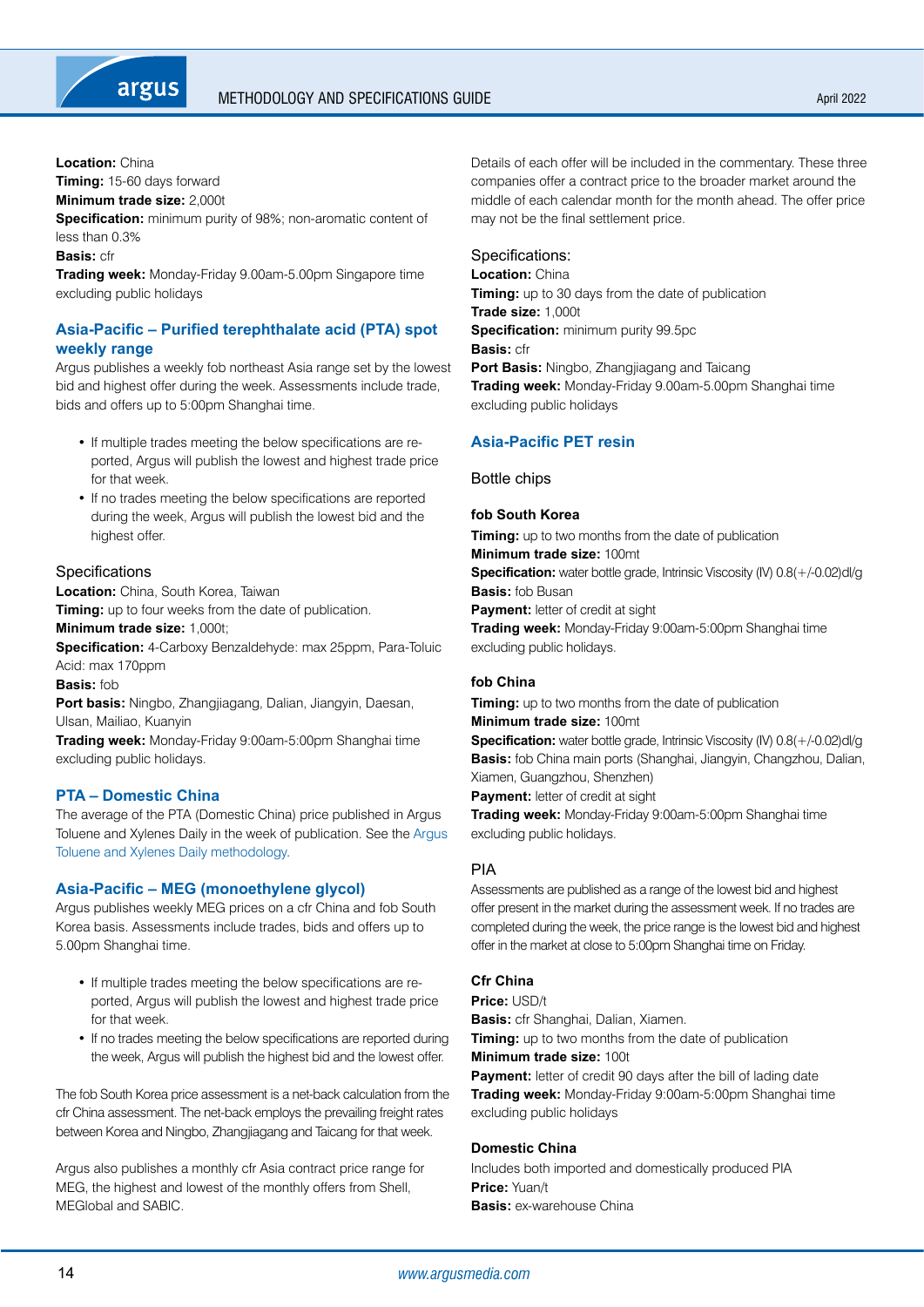**Location:** China
**Timing:** 15-60 days forward
**Minimum trade size:** 2,000t
**Specification:** minimum purity of 98%; non-aromatic content of less than 0.3%
**Basis:** cfr
**Trading week:** Monday-Friday 9.00am-5.00pm Singapore time excluding public holidays

## Asia-Pacific – Purified terephthalate acid (PTA) spot weekly range

Argus publishes a weekly fob northeast Asia range set by the lowest bid and highest offer during the week. Assessments include trade, bids and offers up to 5:00pm Shanghai time.

- If multiple trades meeting the below specifications are reported, Argus will publish the lowest and highest trade price for that week.
- If no trades meeting the below specifications are reported during the week, Argus will publish the lowest bid and the highest offer.

Specifications
**Location:** China, South Korea, Taiwan
**Timing:** up to four weeks from the date of publication.
**Minimum trade size:** 1,000t;
**Specification:** 4-Carboxy Benzaldehyde: max 25ppm, Para-Toluic Acid: max 170ppm
**Basis:** fob
**Port basis:** Ningbo, Zhangjiagang, Dalian, Jiangyin, Daesan, Ulsan, Mailiao, Kuanyin
**Trading week:** Monday-Friday 9:00am-5:00pm Shanghai time excluding public holidays.

## PTA – Domestic China

The average of the PTA (Domestic China) price published in Argus Toluene and Xylenes Daily in the week of publication. See the Argus Toluene and Xylenes Daily methodology.

## Asia-Pacific – MEG (monoethylene glycol)

Argus publishes weekly MEG prices on a cfr China and fob South Korea basis. Assessments include trades, bids and offers up to 5.00pm Shanghai time.

- If multiple trades meeting the below specifications are reported, Argus will publish the lowest and highest trade price for that week.
- If no trades meeting the below specifications are reported during the week, Argus will publish the highest bid and the lowest offer.

The fob South Korea price assessment is a net-back calculation from the cfr China assessment. The net-back employs the prevailing freight rates between Korea and Ningbo, Zhangjiagang and Taicang for that week.

Argus also publishes a monthly cfr Asia contract price range for MEG, the highest and lowest of the monthly offers from Shell, MEGlobal and SABIC.

Details of each offer will be included in the commentary. These three companies offer a contract price to the broader market around the middle of each calendar month for the month ahead. The offer price may not be the final settlement price.

Specifications:
**Location:** China
**Timing:** up to 30 days from the date of publication
**Trade size:** 1,000t
**Specification:** minimum purity 99.5pc
**Basis:** cfr
**Port Basis:** Ningbo, Zhangjiagang and Taicang
**Trading week:** Monday-Friday 9.00am-5.00pm Shanghai time excluding public holidays

## Asia-Pacific PET resin

Bottle chips

### fob South Korea

**Timing:** up to two months from the date of publication
**Minimum trade size:** 100mt
**Specification:** water bottle grade, Intrinsic Viscosity (IV) 0.8(+/-0.02)dl/g
**Basis:** fob Busan
**Payment:** letter of credit at sight
**Trading week:** Monday-Friday 9:00am-5:00pm Shanghai time excluding public holidays.

### fob China

**Timing:** up to two months from the date of publication
**Minimum trade size:** 100mt
**Specification:** water bottle grade, Intrinsic Viscosity (IV) 0.8(+/-0.02)dl/g
**Basis:** fob China main ports (Shanghai, Jiangyin, Changzhou, Dalian, Xiamen, Guangzhou, Shenzhen)
**Payment:** letter of credit at sight
**Trading week:** Monday-Friday 9:00am-5:00pm Shanghai time excluding public holidays.

PIA

Assessments are published as a range of the lowest bid and highest offer present in the market during the assessment week. If no trades are completed during the week, the price range is the lowest bid and highest offer in the market at close to 5:00pm Shanghai time on Friday.

### Cfr China

**Price:** USD/t
**Basis:** cfr Shanghai, Dalian, Xiamen.
**Timing:** up to two months from the date of publication
**Minimum trade size:** 100t
**Payment:** letter of credit 90 days after the bill of lading date
**Trading week:** Monday-Friday 9:00am-5:00pm Shanghai time excluding public holidays

### Domestic China

Includes both imported and domestically produced PIA
**Price:** Yuan/t
**Basis:** ex-warehouse China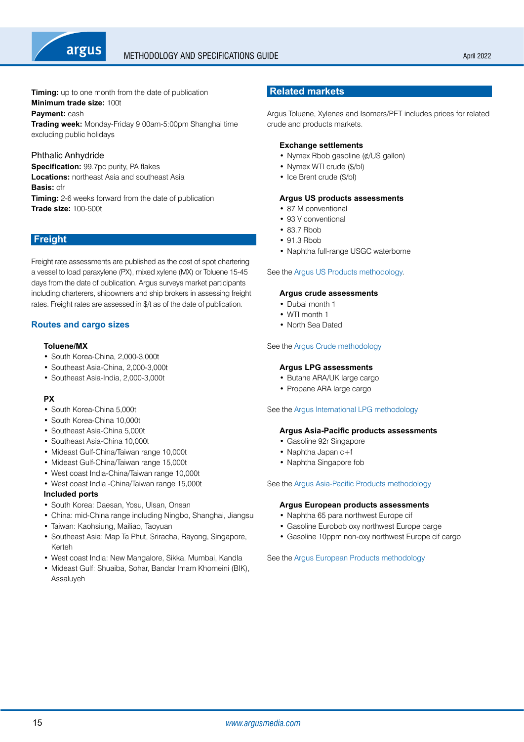**Timing:** up to one month from the date of publication
**Minimum trade size:** 100t
**Payment:** cash
**Trading week:** Monday-Friday 9:00am-5:00pm Shanghai time excluding public holidays

Phthalic Anhydride
**Specification:** 99.7pc purity, PA flakes
**Locations:** northeast Asia and southeast Asia
**Basis:** cfr
**Timing:** 2-6 weeks forward from the date of publication
**Trade size:** 100-500t

## Freight

Freight rate assessments are published as the cost of spot chartering a vessel to load paraxylene (PX), mixed xylene (MX) or Toluene 15-45 days from the date of publication. Argus surveys market participants including charterers, shipowners and ship brokers in assessing freight rates. Freight rates are assessed in $/t as of the date of publication.

### Routes and cargo sizes

**Toluene/MX**
- South Korea-China, 2,000-3,000t
- Southeast Asia-China, 2,000-3,000t
- Southeast Asia-India, 2,000-3,000t

**PX**
- South Korea-China 5,000t
- South Korea-China 10,000t
- Southeast Asia-China 5,000t
- Southeast Asia-China 10,000t
- Mideast Gulf-China/Taiwan range 10,000t
- Mideast Gulf-China/Taiwan range 15,000t
- West coast India-China/Taiwan range 10,000t
- West coast India -China/Taiwan range 15,000t

**Included ports**
- South Korea: Daesan, Yosu, Ulsan, Onsan
- China: mid-China range including Ningbo, Shanghai, Jiangsu
- Taiwan: Kaohsiung, Mailiao, Taoyuan
- Southeast Asia: Map Ta Phut, Sriracha, Rayong, Singapore, Kerteh
- West coast India: New Mangalore, Sikka, Mumbai, Kandla
- Mideast Gulf: Shuaiba, Sohar, Bandar Imam Khomeini (BIK), Assaluyeh

## Related markets

Argus Toluene, Xylenes and Isomers/PET includes prices for related crude and products markets.

**Exchange settlements**
- Nymex Rbob gasoline (¢/US gallon)
- Nymex WTI crude ($/bl)
- Ice Brent crude ($/bl)

**Argus US products assessments**
- 87 M conventional
- 93 V conventional
- 83.7 Rbob
- 91.3 Rbob
- Naphtha full-range USGC waterborne

See the Argus US Products methodology.

**Argus crude assessments**
- Dubai month 1
- WTI month 1
- North Sea Dated

See the Argus Crude methodology

**Argus LPG assessments**
- Butane ARA/UK large cargo
- Propane ARA large cargo

See the Argus International LPG methodology

**Argus Asia-Pacific products assessments**
- Gasoline 92r Singapore
- Naphtha Japan c+f
- Naphtha Singapore fob

See the Argus Asia-Pacific Products methodology

**Argus European products assessments**
- Naphtha 65 para northwest Europe cif
- Gasoline Eurobob oxy northwest Europe barge
- Gasoline 10ppm non-oxy northwest Europe cif cargo

See the Argus European Products methodology